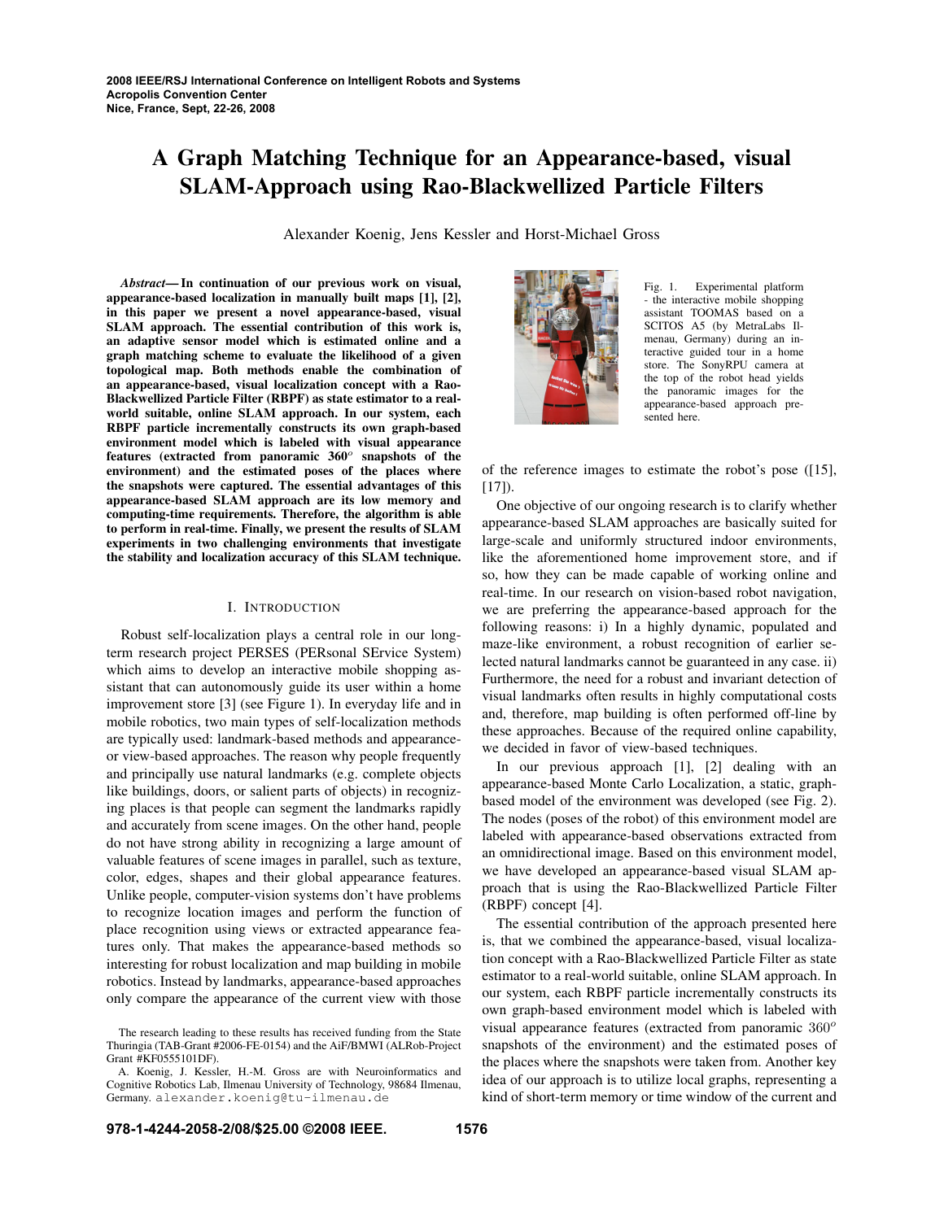# A Graph Matching Technique for an Appearance-based, visual SLAM-Approach using Rao-Blackwellized Particle Filters

Alexander Koenig, Jens Kessler and Horst-Michael Gross

***Abstract*— In continuation of our previous work on visual, appearance-based localization in manually built maps [1], [2], in this paper we present a novel appearance-based, visual SLAM approach. The essential contribution of this work is, an adaptive sensor model which is estimated online and a graph matching scheme to evaluate the likelihood of a given topological map. Both methods enable the combination of an appearance-based, visual localization concept with a Rao-Blackwellized Particle Filter (RBPF) as state estimator to a real-world suitable, online SLAM approach. In our system, each RBPF particle incrementally constructs its own graph-based environment model which is labeled with visual appearance features (extracted from panoramic 360$^o$ snapshots of the environment) and the estimated poses of the places where the snapshots were captured. The essential advantages of this appearance-based SLAM approach are its low memory and computing-time requirements. Therefore, the algorithm is able to perform in real-time. Finally, we present the results of SLAM experiments in two challenging environments that investigate the stability and localization accuracy of this SLAM technique.**

## I. Introduction

Robust self-localization plays a central role in our long-term research project PERSES (PERsonal SErvice System) which aims to develop an interactive mobile shopping assistant that can autonomously guide its user within a home improvement store [3] (see Figure 1). In everyday life and in mobile robotics, two main types of self-localization methods are typically used: landmark-based methods and appearance- or view-based approaches. The reason why people frequently and principally use natural landmarks (e.g. complete objects like buildings, doors, or salient parts of objects) in recognizing places is that people can segment the landmarks rapidly and accurately from scene images. On the other hand, people do not have strong ability in recognizing a large amount of valuable features of scene images in parallel, such as texture, color, edges, shapes and their global appearance features. Unlike people, computer-vision systems don't have problems to recognize location images and perform the function of place recognition using views or extracted appearance features only. That makes the appearance-based methods so interesting for robust localization and map building in mobile robotics. Instead by landmarks, appearance-based approaches only compare the appearance of the current view with those of the reference images to estimate the robot's pose ([15], [17]).

Fig. 1. Experimental platform - the interactive mobile shopping assistant TOOMAS based on a SCITOS A5 (by MetraLabs Ilmenau, Germany) during an interactive guided tour in a home store. The SonyRPU camera at the top of the robot head yields the panoramic images for the appearance-based approach presented here.

One objective of our ongoing research is to clarify whether appearance-based SLAM approaches are basically suited for large-scale and uniformly structured indoor environments, like the aforementioned home improvement store, and if so, how they can be made capable of working online and real-time. In our research on vision-based robot navigation, we are preferring the appearance-based approach for the following reasons: i) In a highly dynamic, populated and maze-like environment, a robust recognition of earlier selected natural landmarks cannot be guaranteed in any case. ii) Furthermore, the need for a robust and invariant detection of visual landmarks often results in highly computational costs and, therefore, map building is often performed off-line by these approaches. Because of the required online capability, we decided in favor of view-based techniques.

In our previous approach [1], [2] dealing with an appearance-based Monte Carlo Localization, a static, graph-based model of the environment was developed (see Fig. 2). The nodes (poses of the robot) of this environment model are labeled with appearance-based observations extracted from an omnidirectional image. Based on this environment model, we have developed an appearance-based visual SLAM approach that is using the Rao-Blackwellized Particle Filter (RBPF) concept [4].

The essential contribution of the approach presented here is, that we combined the appearance-based, visual localization concept with a Rao-Blackwellized Particle Filter as state estimator to a real-world suitable, online SLAM approach. In our system, each RBPF particle incrementally constructs its own graph-based environment model which is labeled with visual appearance features (extracted from panoramic 360$^o$ snapshots of the environment) and the estimated poses of the places where the snapshots were taken from. Another key idea of our approach is to utilize local graphs, representing a kind of short-term memory or time window of the current and

The research leading to these results has received funding from the State Thuringia (TAB-Grant #2006-FE-0154) and the AiF/BMWI (ALRob-Project Grant #KF0555101DF).

A. Koenig, J. Kessler, H.-M. Gross are with Neuroinformatics and Cognitive Robotics Lab, Ilmenau University of Technology, 98684 Ilmenau, Germany. alexander.koenig@tu-ilmenau.de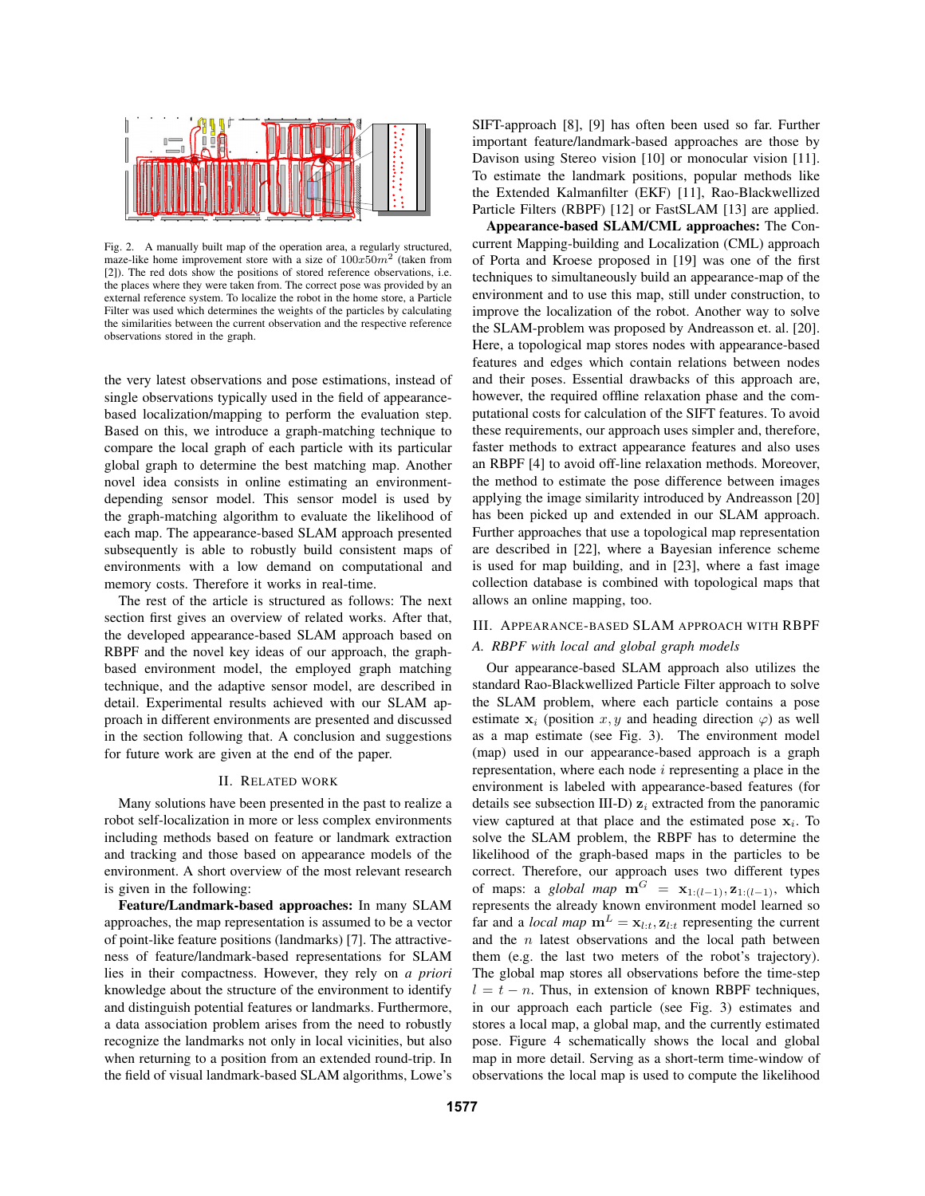Fig. 2. A manually built map of the operation area, a regularly structured, maze-like home improvement store with a size of $100x50m^2$ (taken from [2]). The red dots show the positions of stored reference observations, i.e. the places where they were taken from. The correct pose was provided by an external reference system. To localize the robot in the home store, a Particle Filter was used which determines the weights of the particles by calculating the similarities between the current observation and the respective reference observations stored in the graph.

the very latest observations and pose estimations, instead of single observations typically used in the field of appearance-based localization/mapping to perform the evaluation step. Based on this, we introduce a graph-matching technique to compare the local graph of each particle with its particular global graph to determine the best matching map. Another novel idea consists in online estimating an environment-depending sensor model. This sensor model is used by the graph-matching algorithm to evaluate the likelihood of each map. The appearance-based SLAM approach presented subsequently is able to robustly build consistent maps of environments with a low demand on computational and memory costs. Therefore it works in real-time.

The rest of the article is structured as follows: The next section first gives an overview of related works. After that, the developed appearance-based SLAM approach based on RBPF and the novel key ideas of our approach, the graph-based environment model, the employed graph matching technique, and the adaptive sensor model, are described in detail. Experimental results achieved with our SLAM approach in different environments are presented and discussed in the section following that. A conclusion and suggestions for future work are given at the end of the paper.

## II. Related Work

Many solutions have been presented in the past to realize a robot self-localization in more or less complex environments including methods based on feature or landmark extraction and tracking and those based on appearance models of the environment. A short overview of the most relevant research is given in the following:

**Feature/Landmark-based approaches:** In many SLAM approaches, the map representation is assumed to be a vector of point-like feature positions (landmarks) [7]. The attractiveness of feature/landmark-based representations for SLAM lies in their compactness. However, they rely on *a priori* knowledge about the structure of the environment to identify and distinguish potential features or landmarks. Furthermore, a data association problem arises from the need to robustly recognize the landmarks not only in local vicinities, but also when returning to a position from an extended round-trip. In the field of visual landmark-based SLAM algorithms, Lowe's SIFT-approach [8], [9] has often been used so far. Further important feature/landmark-based approaches are those by Davison using Stereo vision [10] or monocular vision [11]. To estimate the landmark positions, popular methods like the Extended Kalmanfilter (EKF) [11], Rao-Blackwellized Particle Filters (RBPF) [12] or FastSLAM [13] are applied.

**Appearance-based SLAM/CML approaches:** The Concurrent Mapping-building and Localization (CML) approach of Porta and Kroese proposed in [19] was one of the first techniques to simultaneously build an appearance-map of the environment and to use this map, still under construction, to improve the localization of the robot. Another way to solve the SLAM-problem was proposed by Andreasson et. al. [20]. Here, a topological map stores nodes with appearance-based features and edges which contain relations between nodes and their poses. Essential drawbacks of this approach are, however, the required offline relaxation phase and the computational costs for calculation of the SIFT features. To avoid these requirements, our approach uses simpler and, therefore, faster methods to extract appearance features and also uses an RBPF [4] to avoid off-line relaxation methods. Moreover, the method to estimate the pose difference between images applying the image similarity introduced by Andreasson [20] has been picked up and extended in our SLAM approach. Further approaches that use a topological map representation are described in [22], where a Bayesian inference scheme is used for map building, and in [23], where a fast image collection database is combined with topological maps that allows an online mapping, too.

## III. Appearance-based SLAM Approach with RBPF

### A. RBPF with local and global graph models

Our appearance-based SLAM approach also utilizes the standard Rao-Blackwellized Particle Filter approach to solve the SLAM problem, where each particle contains a pose estimate $\mathbf{x}_i$ (position $x, y$ and heading direction $\varphi$) as well as a map estimate (see Fig. 3). The environment model (map) used in our appearance-based approach is a graph representation, where each node $i$ representing a place in the environment is labeled with appearance-based features (for details see subsection III-D) $\mathbf{z}_i$ extracted from the panoramic view captured at that place and the estimated pose $\mathbf{x}_i$. To solve the SLAM problem, the RBPF has to determine the likelihood of the graph-based maps in the particles to be correct. Therefore, our approach uses two different types of maps: a *global map* $\mathbf{m}^G = \mathbf{x}_{1:(l-1)}, \mathbf{z}_{1:(l-1)}$, which represents the already known environment model learned so far and a *local map* $\mathbf{m}^L = \mathbf{x}_{l:t}, \mathbf{z}_{l:t}$ representing the current and the $n$ latest observations and the local path between them (e.g. the last two meters of the robot's trajectory). The global map stores all observations before the time-step $l = t - n$. Thus, in extension of known RBPF techniques, in our approach each particle (see Fig. 3) estimates and stores a local map, a global map, and the currently estimated pose. Figure 4 schematically shows the local and global map in more detail. Serving as a short-term time-window of observations the local map is used to compute the likelihood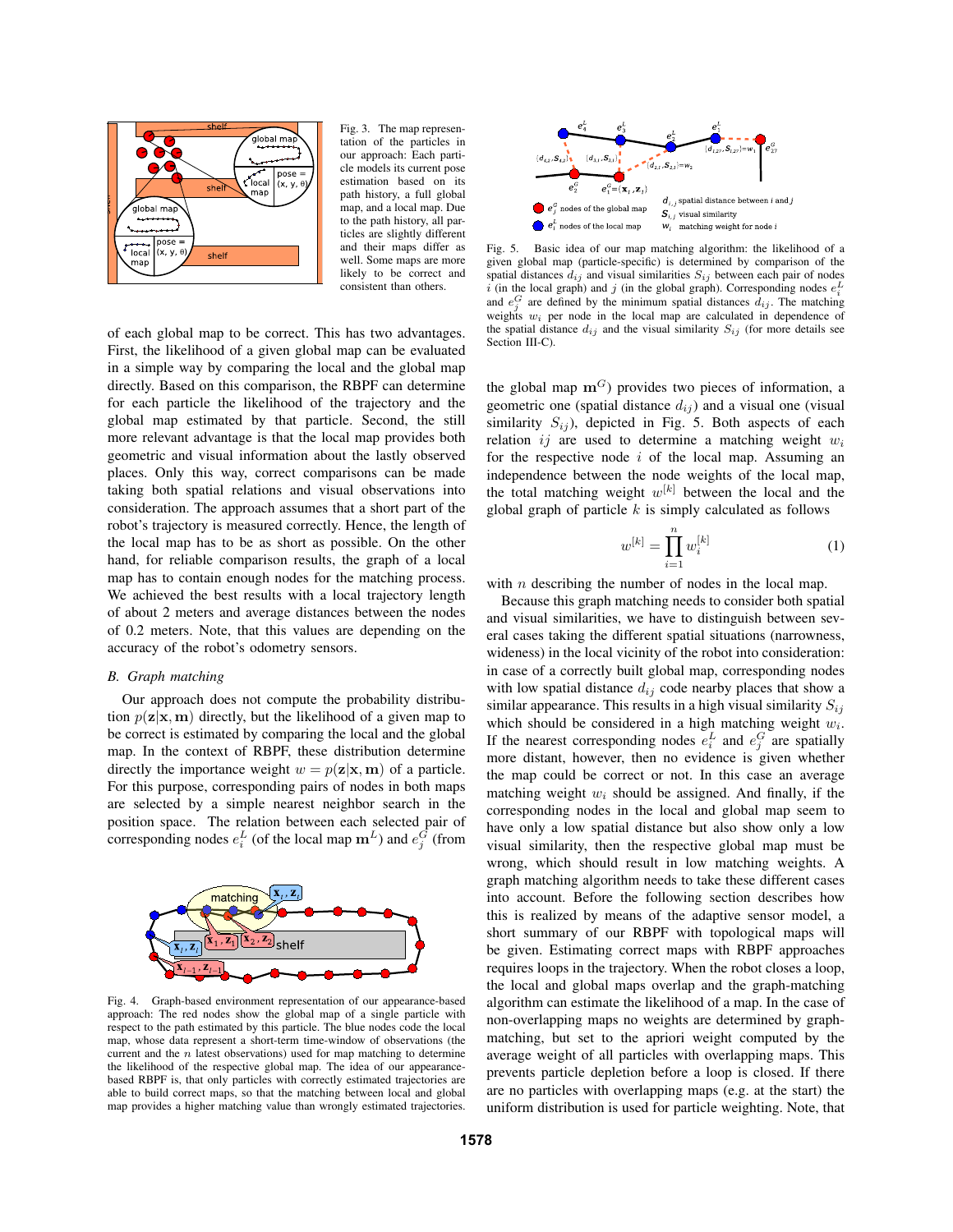Fig. 3. The map representation of the particles in our approach: Each particle models its current pose estimation based on its path history, a full global map, and a local map. Due to the path history, all particles are slightly different and their maps differ as well. Some maps are more likely to be correct and consistent than others.

of each global map to be correct. This has two advantages. First, the likelihood of a given global map can be evaluated in a simple way by comparing the local and the global map directly. Based on this comparison, the RBPF can determine for each particle the likelihood of the trajectory and the global map estimated by that particle. Second, the still more relevant advantage is that the local map provides both geometric and visual information about the lastly observed places. Only this way, correct comparisons can be made taking both spatial relations and visual observations into consideration. The approach assumes that a short part of the robot's trajectory is measured correctly. Hence, the length of the local map has to be as short as possible. On the other hand, for reliable comparison results, the graph of a local map has to contain enough nodes for the matching process. We achieved the best results with a local trajectory length of about 2 meters and average distances between the nodes of 0.2 meters. Note, that this values are depending on the accuracy of the robot's odometry sensors.

### B. Graph matching

Our approach does not compute the probability distribution $p(\mathbf{z}|\mathbf{x}, \mathbf{m})$ directly, but the likelihood of a given map to be correct is estimated by comparing the local and the global map. In the context of RBPF, these distribution determine directly the importance weight $w = p(\mathbf{z}|\mathbf{x}, \mathbf{m})$ of a particle. For this purpose, corresponding pairs of nodes in both maps are selected by a simple nearest neighbor search in the position space. The relation between each selected pair of corresponding nodes $e_i^L$ (of the local map $\mathbf{m}^L$) and $e_j^G$ (from

Fig. 4. Graph-based environment representation of our appearance-based approach: The red nodes show the global map of a single particle with respect to the path estimated by this particle. The blue nodes code the local map, whose data represent a short-term time-window of observations (the current and the $n$ latest observations) used for map matching to determine the likelihood of the respective global map. The idea of our appearance-based RBPF is, that only particles with correctly estimated trajectories are able to build correct maps, so that the matching between local and global map provides a higher matching value than wrongly estimated trajectories.

Fig. 5. Basic idea of our map matching algorithm: the likelihood of a given global map (particle-specific) is determined by comparison of the spatial distances $d_{ij}$ and visual similarities $S_{ij}$ between each pair of nodes $i$ (in the local graph) and $j$ (in the global graph). Corresponding nodes $e_i^L$ and $e_j^G$ are defined by the minimum spatial distances $d_{ij}$. The matching weights $w_i$ per node in the local map are calculated in dependence of the spatial distance $d_{ij}$ and the visual similarity $S_{ij}$ (for more details see Section III-C).

the global map $\mathbf{m}^G$) provides two pieces of information, a geometric one (spatial distance $d_{ij}$) and a visual one (visual similarity $S_{ij}$), depicted in Fig. 5. Both aspects of each relation $ij$ are used to determine a matching weight $w_i$ for the respective node $i$ of the local map. Assuming an independence between the node weights of the local map, the total matching weight $w^{[k]}$ between the local and the global graph of particle $k$ is simply calculated as follows

$$w^{[k]} = \prod_{i=1}^{n} w_i^{[k]} \tag{1}$$

with $n$ describing the number of nodes in the local map.

Because this graph matching needs to consider both spatial and visual similarities, we have to distinguish between several cases taking the different spatial situations (narrowness, wideness) in the local vicinity of the robot into consideration: in case of a correctly built global map, corresponding nodes with low spatial distance $d_{ij}$ code nearby places that show a similar appearance. This results in a high visual similarity $S_{ij}$ which should be considered in a high matching weight $w_i$. If the nearest corresponding nodes $e_i^L$ and $e_j^G$ are spatially more distant, however, then no evidence is given whether the map could be correct or not. In this case an average matching weight $w_i$ should be assigned. And finally, if the corresponding nodes in the local and global map seem to have only a low spatial distance but also show only a low visual similarity, then the respective global map must be wrong, which should result in low matching weights. A graph matching algorithm needs to take these different cases into account. Before the following section describes how this is realized by means of the adaptive sensor model, a short summary of our RBPF with topological maps will be given. Estimating correct maps with RBPF approaches requires loops in the trajectory. When the robot closes a loop, the local and global maps overlap and the graph-matching algorithm can estimate the likelihood of a map. In the case of non-overlapping maps no weights are determined by graph-matching, but set to the apriori weight computed by the average weight of all particles with overlapping maps. This prevents particle depletion before a loop is closed. If there are no particles with overlapping maps (e.g. at the start) the uniform distribution is used for particle weighting. Note, that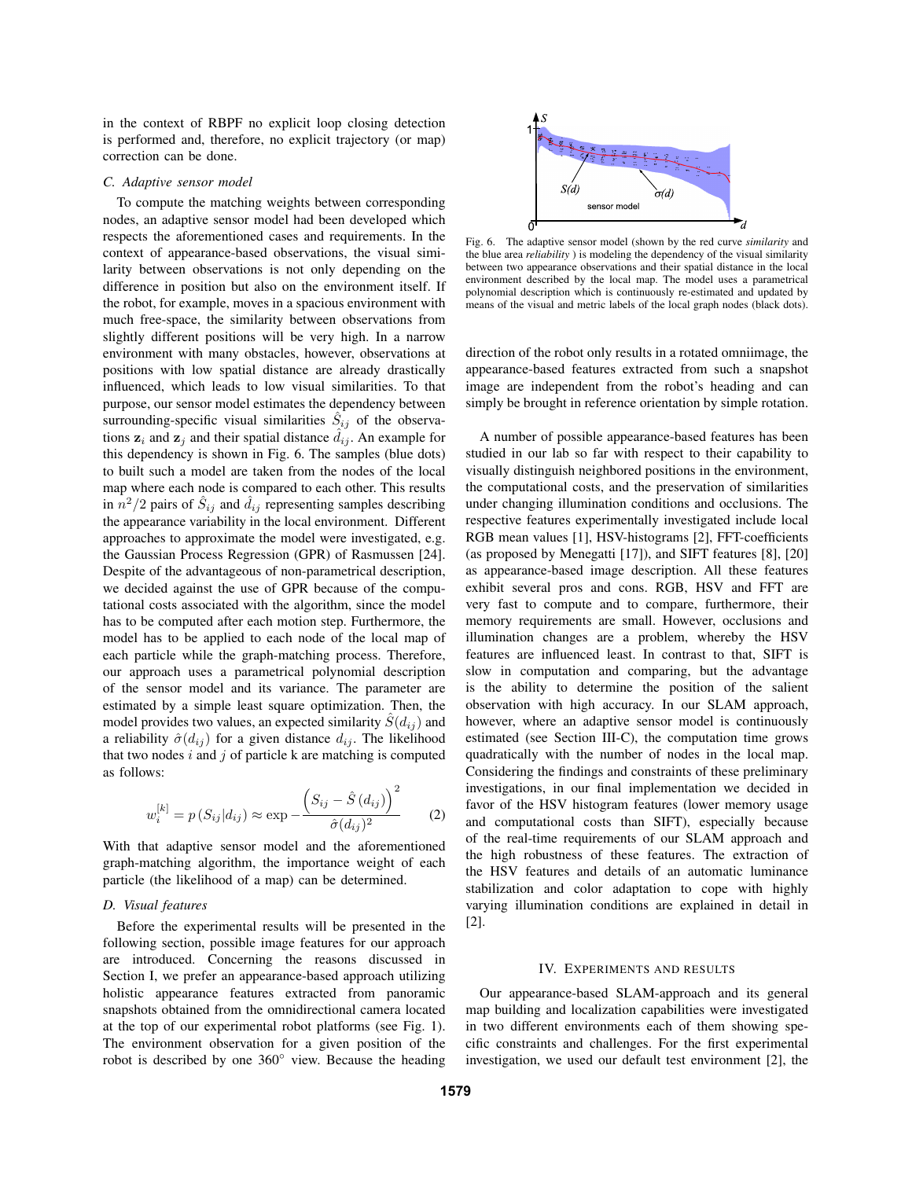in the context of RBPF no explicit loop closing detection is performed and, therefore, no explicit trajectory (or map) correction can be done.

### C. Adaptive sensor model

To compute the matching weights between corresponding nodes, an adaptive sensor model had been developed which respects the aforementioned cases and requirements. In the context of appearance-based observations, the visual similarity between observations is not only depending on the difference in position but also on the environment itself. If the robot, for example, moves in a spacious environment with much free-space, the similarity between observations from slightly different positions will be very high. In a narrow environment with many obstacles, however, observations at positions with low spatial distance are already drastically influenced, which leads to low visual similarities. To that purpose, our sensor model estimates the dependency between surrounding-specific visual similarities $\hat{S}_{ij}$ of the observations $\mathbf{z}_i$ and $\mathbf{z}_j$ and their spatial distance $\hat{d}_{ij}$. An example for this dependency is shown in Fig. 6. The samples (blue dots) to built such a model are taken from the nodes of the local map where each node is compared to each other. This results in $n^2/2$ pairs of $\hat{S}_{ij}$ and $\hat{d}_{ij}$ representing samples describing the appearance variability in the local environment. Different approaches to approximate the model were investigated, e.g. the Gaussian Process Regression (GPR) of Rasmussen [24]. Despite of the advantageous of non-parametrical description, we decided against the use of GPR because of the computational costs associated with the algorithm, since the model has to be computed after each motion step. Furthermore, the model has to be applied to each node of the local map of each particle while the graph-matching process. Therefore, our approach uses a parametrical polynomial description of the sensor model and its variance. The parameter are estimated by a simple least square optimization. Then, the model provides two values, an expected similarity $\hat{S}(d_{ij})$ and a reliability $\hat{\sigma}(d_{ij})$ for a given distance $d_{ij}$. The likelihood that two nodes $i$ and $j$ of particle k are matching is computed as follows:

$$w_i^{[k]} = p\left(S_{ij}|d_{ij}\right) \approx \exp - \frac{\left(S_{ij} - \hat{S}\left(d_{ij}\right)\right)^2}{\hat{\sigma}(d_{ij})^2} \tag{2}$$

With that adaptive sensor model and the aforementioned graph-matching algorithm, the importance weight of each particle (the likelihood of a map) can be determined.

### D. Visual features

Before the experimental results will be presented in the following section, possible image features for our approach are introduced. Concerning the reasons discussed in Section I, we prefer an appearance-based approach utilizing holistic appearance features extracted from panoramic snapshots obtained from the omnidirectional camera located at the top of our experimental robot platforms (see Fig. 1). The environment observation for a given position of the robot is described by one 360° view. Because the heading direction of the robot only results in a rotated omniimage, the appearance-based features extracted from such a snapshot image are independent from the robot's heading and can simply be brought in reference orientation by simple rotation.

S
1
S(d)
σ(d)
sensor model
0
d

Fig. 6. The adaptive sensor model (shown by the red curve *similarity* and the blue area *reliability* ) is modeling the dependency of the visual similarity between two appearance observations and their spatial distance in the local environment described by the local map. The model uses a parametrical polynomial description which is continuously re-estimated and updated by means of the visual and metric labels of the local graph nodes (black dots).

A number of possible appearance-based features has been studied in our lab so far with respect to their capability to visually distinguish neighbored positions in the environment, the computational costs, and the preservation of similarities under changing illumination conditions and occlusions. The respective features experimentally investigated include local RGB mean values [1], HSV-histograms [2], FFT-coefficients (as proposed by Menegatti [17]), and SIFT features [8], [20] as appearance-based image description. All these features exhibit several pros and cons. RGB, HSV and FFT are very fast to compute and to compare, furthermore, their memory requirements are small. However, occlusions and illumination changes are a problem, whereby the HSV features are influenced least. In contrast to that, SIFT is slow in computation and comparing, but the advantage is the ability to determine the position of the salient observation with high accuracy. In our SLAM approach, however, where an adaptive sensor model is continuously estimated (see Section III-C), the computation time grows quadratically with the number of nodes in the local map. Considering the findings and constraints of these preliminary investigations, in our final implementation we decided in favor of the HSV histogram features (lower memory usage and computational costs than SIFT), especially because of the real-time requirements of our SLAM approach and the high robustness of these features. The extraction of the HSV features and details of an automatic luminance stabilization and color adaptation to cope with highly varying illumination conditions are explained in detail in [2].

## IV. Experiments and Results

Our appearance-based SLAM-approach and its general map building and localization capabilities were investigated in two different environments each of them showing specific constraints and challenges. For the first experimental investigation, we used our default test environment [2], the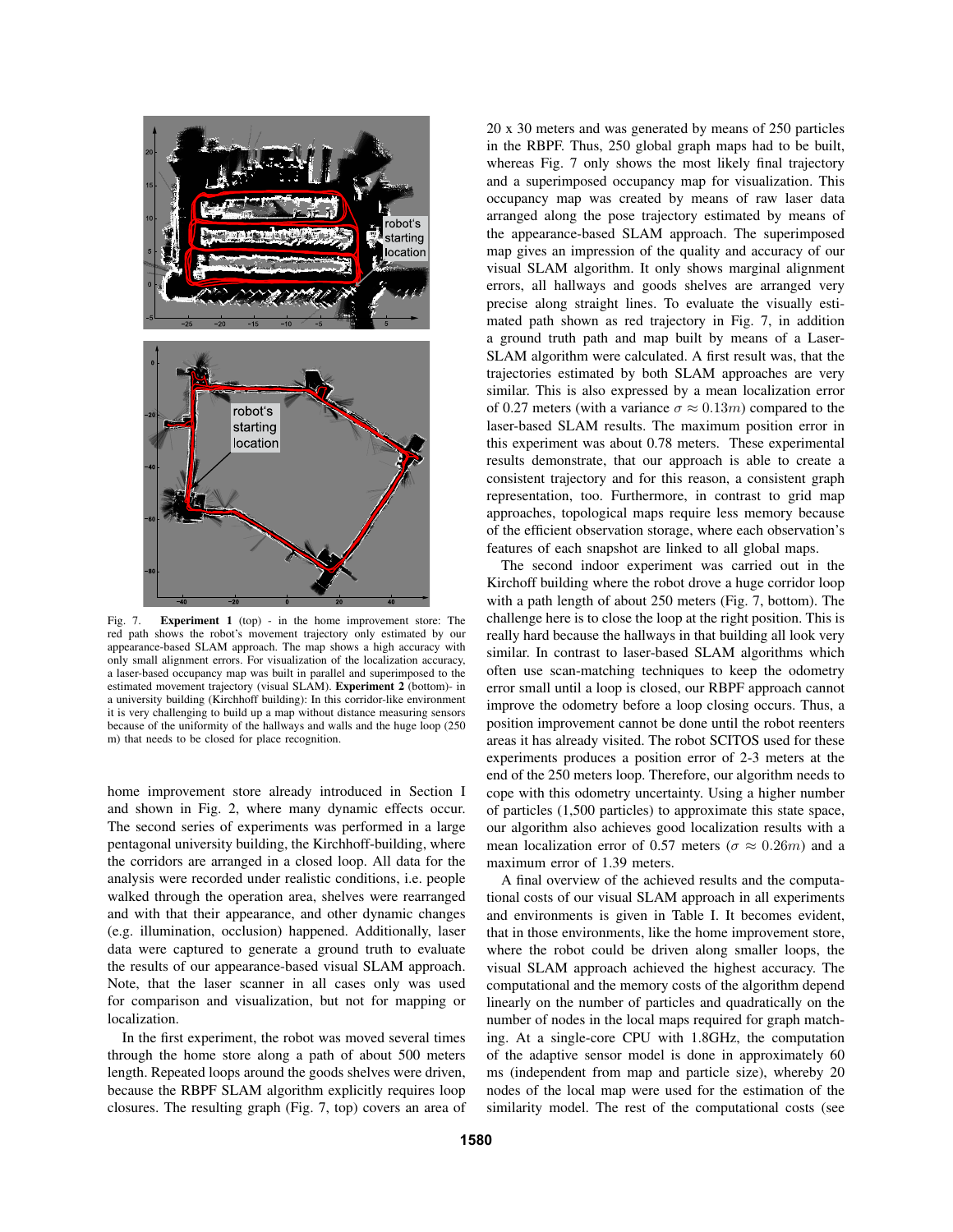Fig. 7. **Experiment 1** (top) - in the home improvement store: The red path shows the robot's movement trajectory only estimated by our appearance-based SLAM approach. The map shows a high accuracy with only small alignment errors. For visualization of the localization accuracy, a laser-based occupancy map was built in parallel and superimposed to the estimated movement trajectory (visual SLAM). **Experiment 2** (bottom)- in a university building (Kirchhoff building): In this corridor-like environment it is very challenging to build up a map without distance measuring sensors because of the uniformity of the hallways and walls and the huge loop (250 m) that needs to be closed for place recognition.

home improvement store already introduced in Section I and shown in Fig. 2, where many dynamic effects occur. The second series of experiments was performed in a large pentagonal university building, the Kirchhoff-building, where the corridors are arranged in a closed loop. All data for the analysis were recorded under realistic conditions, i.e. people walked through the operation area, shelves were rearranged and with that their appearance, and other dynamic changes (e.g. illumination, occlusion) happened. Additionally, laser data were captured to generate a ground truth to evaluate the results of our appearance-based visual SLAM approach. Note, that the laser scanner in all cases only was used for comparison and visualization, but not for mapping or localization.

In the first experiment, the robot was moved several times through the home store along a path of about 500 meters length. Repeated loops around the goods shelves were driven, because the RBPF SLAM algorithm explicitly requires loop closures. The resulting graph (Fig. 7, top) covers an area of 20 x 30 meters and was generated by means of 250 particles in the RBPF. Thus, 250 global graph maps had to be built, whereas Fig. 7 only shows the most likely final trajectory and a superimposed occupancy map for visualization. This occupancy map was created by means of raw laser data arranged along the pose trajectory estimated by means of the appearance-based SLAM approach. The superimposed map gives an impression of the quality and accuracy of our visual SLAM algorithm. It only shows marginal alignment errors, all hallways and goods shelves are arranged very precise along straight lines. To evaluate the visually estimated path shown as red trajectory in Fig. 7, in addition a ground truth path and map built by means of a Laser-SLAM algorithm were calculated. A first result was, that the trajectories estimated by both SLAM approaches are very similar. This is also expressed by a mean localization error of 0.27 meters (with a variance $\sigma \approx 0.13m$) compared to the laser-based SLAM results. The maximum position error in this experiment was about 0.78 meters. These experimental results demonstrate, that our approach is able to create a consistent trajectory and for this reason, a consistent graph representation, too. Furthermore, in contrast to grid map approaches, topological maps require less memory because of the efficient observation storage, where each observation's features of each snapshot are linked to all global maps.

The second indoor experiment was carried out in the Kirchoff building where the robot drove a huge corridor loop with a path length of about 250 meters (Fig. 7, bottom). The challenge here is to close the loop at the right position. This is really hard because the hallways in that building all look very similar. In contrast to laser-based SLAM algorithms which often use scan-matching techniques to keep the odometry error small until a loop is closed, our RBPF approach cannot improve the odometry before a loop closing occurs. Thus, a position improvement cannot be done until the robot reenters areas it has already visited. The robot SCITOS used for these experiments produces a position error of 2-3 meters at the end of the 250 meters loop. Therefore, our algorithm needs to cope with this odometry uncertainty. Using a higher number of particles (1,500 particles) to approximate this state space, our algorithm also achieves good localization results with a mean localization error of 0.57 meters ($\sigma \approx 0.26m$) and a maximum error of 1.39 meters.

A final overview of the achieved results and the computational costs of our visual SLAM approach in all experiments and environments is given in Table I. It becomes evident, that in those environments, like the home improvement store, where the robot could be driven along smaller loops, the visual SLAM approach achieved the highest accuracy. The computational and the memory costs of the algorithm depend linearly on the number of particles and quadratically on the number of nodes in the local maps required for graph matching. At a single-core CPU with 1.8GHz, the computation of the adaptive sensor model is done in approximately 60 ms (independent from map and particle size), whereby 20 nodes of the local map were used for the estimation of the similarity model. The rest of the computational costs (see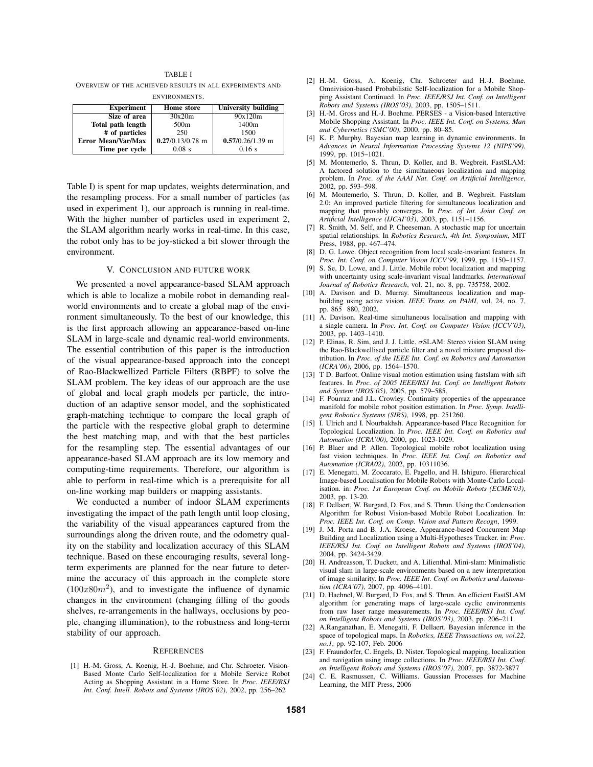TABLE I

OVERVIEW OF THE ACHIEVED RESULTS IN ALL EXPERIMENTS AND ENVIRONMENTS.

| Experiment | Home store | University building |
|---|---|---|
| **Size of area** | 30x20m | 90x120m |
| **Total path length** | 500m | 1400m |
| **# of particles** | 250 | 1500 |
| **Error Mean/Var/Max** | **0.27**/0.13/0.78 m | **0.57**/0.26/1.39 m |
| **Time per cycle** | 0.08 s | 0.16 s |

Table I) is spent for map updates, weights determination, and the resampling process. For a small number of particles (as used in experiment 1), our approach is running in real-time. With the higher number of particles used in experiment 2, the SLAM algorithm nearly works in real-time. In this case, the robot only has to be joy-sticked a bit slower through the environment.

## V. CONCLUSION AND FUTURE WORK

We presented a novel appearance-based SLAM approach which is able to localize a mobile robot in demanding real-world environments and to create a global map of the environment simultaneously. To the best of our knowledge, this is the first approach allowing an appearance-based on-line SLAM in large-scale and dynamic real-world environments. The essential contribution of this paper is the introduction of the visual appearance-based approach into the concept of Rao-Blackwellized Particle Filters (RBPF) to solve the SLAM problem. The key ideas of our approach are the use of global and local graph models per particle, the introduction of an adaptive sensor model, and the sophisticated graph-matching technique to compare the local graph of the particle with the respective global graph to determine the best matching map, and with that the best particles for the resampling step. The essential advantages of our appearance-based SLAM approach are its low memory and computing-time requirements. Therefore, our algorithm is able to perform in real-time which is a prerequisite for all on-line working map builders or mapping assistants.

We conducted a number of indoor SLAM experiments investigating the impact of the path length until loop closing, the variability of the visual appearances captured from the surroundings along the driven route, and the odometry quality on the stability and localization accuracy of this SLAM technique. Based on these encouraging results, several long-term experiments are planned for the near future to determine the accuracy of this approach in the complete store $(100x80m^2)$, and to investigate the influence of dynamic changes in the environment (changing filling of the goods shelves, re-arrangements in the hallways, occlusions by people, changing illumination), to the robustness and long-term stability of our approach.

## REFERENCES

[1] H.-M. Gross, A. Koenig, H.-J. Boehme, and Chr. Schroeter. Vision-Based Monte Carlo Self-localization for a Mobile Service Robot Acting as Shopping Assistant in a Home Store. In *Proc. IEEE/RSJ Int. Conf. Intell. Robots and Systems (IROS'02)*, 2002, pp. 256–262

[2] H.-M. Gross, A. Koenig, Chr. Schroeter and H.-J. Boehme. Omnivision-based Probabilistic Self-localization for a Mobile Shopping Assistant Continued. In *Proc. IEEE/RSJ Int. Conf. on Intelligent Robots and Systems (IROS'03)*, 2003, pp. 1505–1511.

[3] H.-M. Gross and H.-J. Boehme. PERSES - a Vision-based Interactive Mobile Shopping Assistant. In *Proc. IEEE Int. Conf. on Systems, Man and Cybernetics (SMC'00)*, 2000, pp. 80–85.

[4] K. P. Murphy. Bayesian map learning in dynamic environments. In *Advances in Neural Information Processing Systems 12 (NIPS'99)*, 1999, pp. 1015–1021.

[5] M. Montemerlo, S. Thrun, D. Koller, and B. Wegbreit. FastSLAM: A factored solution to the simultaneous localization and mapping problem. In *Proc. of the AAAI Nat. Conf. on Artificial Intelligence*, 2002, pp. 593–598.

[6] M. Montemerlo, S. Thrun, D. Koller, and B. Wegbreit. Fastslam 2.0: An improved particle filtering for simultaneous localization and mapping that provably converges. In *Proc. of Int. Joint Conf. on Artificial Intelligence (IJCAI'03)*, 2003, pp. 1151–1156.

[7] R. Smith, M. Self, and P. Cheeseman. A stochastic map for uncertain spatial relationships. In *Robotics Research, 4th Int. Symposium*, MIT Press, 1988, pp. 467–474.

[8] D. G. Lowe. Object recognition from local scale-invariant features. In *Proc. Int. Conf. on Computer Vision ICCV'99*, 1999, pp. 1150–1157.

[9] S. Se, D. Lowe, and J. Little. Mobile robot localization and mapping with uncertainty using scale-invariant visual landmarks. *International Journal of Robotics Research*, vol. 21, no. 8, pp. 735758, 2002.

[10] A. Davison and D. Murray. Simultaneous localization and map-building using active vision. *IEEE Trans. on PAMI*, vol. 24, no. 7, pp. 865 880, 2002.

[11] A. Davison. Real-time simultaneous localisation and mapping with a single camera. In *Proc. Int. Conf. on Computer Vision (ICCV'03)*, 2003, pp. 1403–1410.

[12] P. Elinas, R. Sim, and J. J. Little. $\sigma$SLAM: Stereo vision SLAM using the Rao-Blackwellised particle filter and a novel mixture proposal distribution. In *Proc. of the IEEE Int. Conf. on Robotics and Automation (ICRA'06)*, 2006, pp. 1564–1570.

[13] T D. Barfoot. Online visual motion estimation using fastslam with sift features. In *Proc. of 2005 IEEE/RSJ Int. Conf. on Intelligent Robots and System (IROS'05)*, 2005, pp. 579–585.

[14] F. Pourraz and J.L. Crowley. Continuity properties of the appearance manifold for mobile robot position estimation. In *Proc. Symp. Intelligent Robotics Systems (SIRS)*, 1998, pp. 251260.

[15] I. Ulrich and I. Nourbakhsh. Appearance-based Place Recognition for Topological Localization. In *Proc. IEEE Int. Conf. on Robotics and Automation (ICRA'00)*, 2000, pp. 1023-1029.

[16] P. Blaer and P. Allen. Topological mobile robot localization using fast vision techniques. In *Proc. IEEE Int. Conf. on Robotics and Automation (ICRA02)*, 2002, pp. 10311036.

[17] E. Menegatti, M. Zoccarato, E. Pagello, and H. Ishiguro. Hierarchical Image-based Localisation for Mobile Robots with Monte-Carlo Localisation. in: *Proc. 1st European Conf. on Mobile Robots (ECMR'03)*, 2003, pp. 13-20.

[18] F. Dellaert, W. Burgard, D. Fox, and S. Thrun. Using the Condensation Algorithm for Robust Vision-based Mobile Robot Localization. In: *Proc. IEEE Int. Conf. on Comp. Vision and Pattern Recogn*, 1999.

[19] J. M. Porta and B. J.A. Kroese, Appearance-based Concurrent Map Building and Localization using a Multi-Hypotheses Tracker. in: *Proc. IEEE/RSJ Int. Conf. on Intelligent Robots and Systems (IROS'04)*, 2004, pp. 3424-3429.

[20] H. Andreasson, T. Duckett, and A. Lilienthal. Mini-slam: Minimalistic visual slam in large-scale environments based on a new interpretation of image similarity. In *Proc. IEEE Int. Conf. on Robotics and Automation (ICRA'07)*, 2007, pp. 4096–4101.

[21] D. Haehnel, W. Burgard, D. Fox, and S. Thrun. An efficient FastSLAM algorithm for generating maps of large-scale cyclic environments from raw laser range measurements. In *Proc. IEEE/RSJ Int. Conf. on Intelligent Robots and Systems (IROS'03)*, 2003, pp. 206–211.

[22] A.Ranganathan, E. Menegatti, F. Dellaert. Bayesian inference in the space of topological maps. In *Robotics, IEEE Transactions on, vol.22, no.1*, pp. 92-107, Feb. 2006

[23] F. Fraundorfer, C. Engels, D. Nister. Topological mapping, localization and navigation using image collections. In *Proc. IEEE/RSJ Int. Conf. on Intelligent Robots and Systems (IROS'07)*, 2007, pp. 3872-3877

[24] C. E. Rasmussen, C. Williams. Gaussian Processes for Machine Learning, the MIT Press, 2006